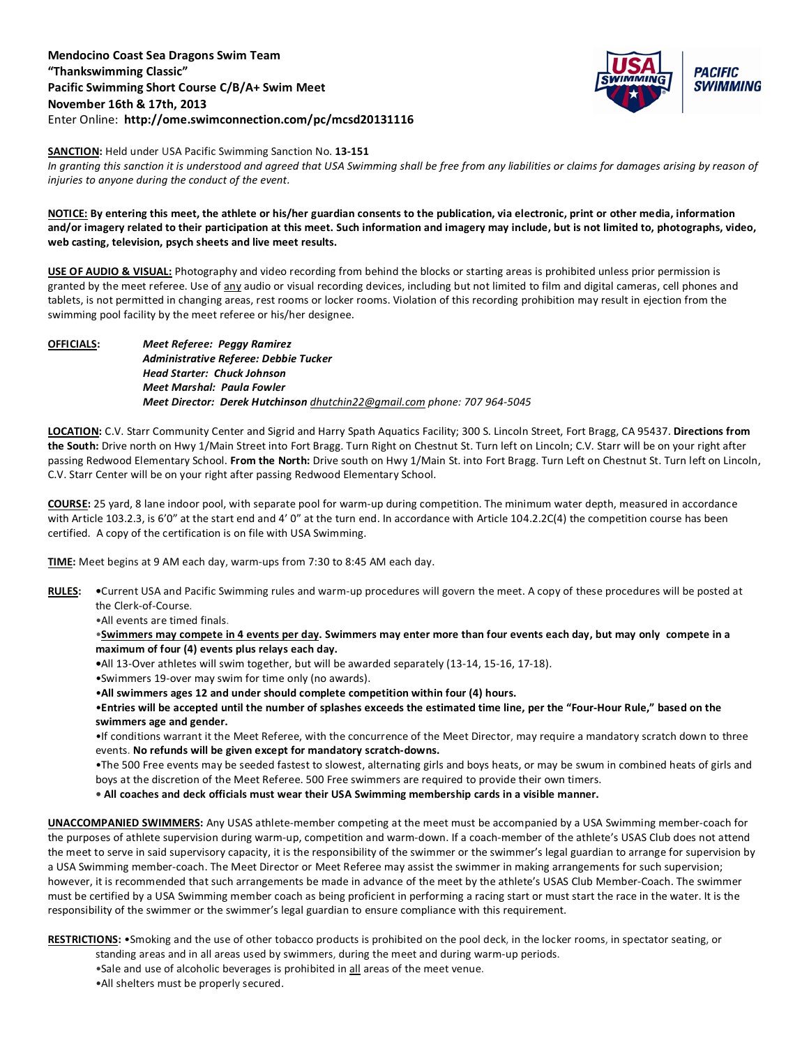**Mendocino Coast Sea Dragons Swim Team**
**"Thankswimming Classic"**
**Pacific Swimming Short Course C/B/A+ Swim Meet**
**November 16th & 17th, 2013**
Enter Online: **http://ome.swimconnection.com/pc/mcsd20131116**

**SANCTION:** Held under USA Pacific Swimming Sanction No. **13-151**
*In granting this sanction it is understood and agreed that USA Swimming shall be free from any liabilities or claims for damages arising by reason of injuries to anyone during the conduct of the event.*

**NOTICE: By entering this meet, the athlete or his/her guardian consents to the publication, via electronic, print or other media, information and/or imagery related to their participation at this meet. Such information and imagery may include, but is not limited to, photographs, video, web casting, television, psych sheets and live meet results.**

**USE OF AUDIO & VISUAL:** Photography and video recording from behind the blocks or starting areas is prohibited unless prior permission is granted by the meet referee. Use of any audio or visual recording devices, including but not limited to film and digital cameras, cell phones and tablets, is not permitted in changing areas, rest rooms or locker rooms. Violation of this recording prohibition may result in ejection from the swimming pool facility by the meet referee or his/her designee.

**OFFICIALS:**
***Meet Referee: Peggy Ramirez***
***Administrative Referee: Debbie Tucker***
***Head Starter: Chuck Johnson***
***Meet Marshal: Paula Fowler***
***Meet Director: Derek Hutchinson*** *dhutchin22@gmail.com phone: 707 964-5045*

**LOCATION:** C.V. Starr Community Center and Sigrid and Harry Spath Aquatics Facility; 300 S. Lincoln Street, Fort Bragg, CA 95437. **Directions from the South:** Drive north on Hwy 1/Main Street into Fort Bragg. Turn Right on Chestnut St. Turn left on Lincoln; C.V. Starr will be on your right after passing Redwood Elementary School. **From the North:** Drive south on Hwy 1/Main St. into Fort Bragg. Turn Left on Chestnut St. Turn left on Lincoln, C.V. Starr Center will be on your right after passing Redwood Elementary School.

**COURSE:** 25 yard, 8 lane indoor pool, with separate pool for warm-up during competition. The minimum water depth, measured in accordance with Article 103.2.3, is 6'0" at the start end and 4' 0" at the turn end. In accordance with Article 104.2.2C(4) the competition course has been certified. A copy of the certification is on file with USA Swimming.

**TIME:** Meet begins at 9 AM each day, warm-ups from 7:30 to 8:45 AM each day.

**RULES:**
- Current USA and Pacific Swimming rules and warm-up procedures will govern the meet. A copy of these procedures will be posted at the Clerk-of-Course.
- All events are timed finals.
- **Swimmers may compete in 4 events per day. Swimmers may enter more than four events each day, but may only compete in a maximum of four (4) events plus relays each day.**
- All 13-Over athletes will swim together, but will be awarded separately (13-14, 15-16, 17-18).
- Swimmers 19-over may swim for time only (no awards).
- **All swimmers ages 12 and under should complete competition within four (4) hours.**
- **Entries will be accepted until the number of splashes exceeds the estimated time line, per the "Four-Hour Rule," based on the swimmers age and gender.**
- If conditions warrant it the Meet Referee, with the concurrence of the Meet Director, may require a mandatory scratch down to three events. **No refunds will be given except for mandatory scratch-downs.**
- The 500 Free events may be seeded fastest to slowest, alternating girls and boys heats, or may be swum in combined heats of girls and boys at the discretion of the Meet Referee. 500 Free swimmers are required to provide their own timers.
- **All coaches and deck officials must wear their USA Swimming membership cards in a visible manner.**

**UNACCOMPANIED SWIMMERS:** Any USAS athlete-member competing at the meet must be accompanied by a USA Swimming member-coach for the purposes of athlete supervision during warm-up, competition and warm-down. If a coach-member of the athlete's USAS Club does not attend the meet to serve in said supervisory capacity, it is the responsibility of the swimmer or the swimmer's legal guardian to arrange for supervision by a USA Swimming member-coach. The Meet Director or Meet Referee may assist the swimmer in making arrangements for such supervision; however, it is recommended that such arrangements be made in advance of the meet by the athlete's USAS Club Member-Coach. The swimmer must be certified by a USA Swimming member coach as being proficient in performing a racing start or must start the race in the water. It is the responsibility of the swimmer or the swimmer's legal guardian to ensure compliance with this requirement.

**RESTRICTIONS:**
- Smoking and the use of other tobacco products is prohibited on the pool deck, in the locker rooms, in spectator seating, or standing areas and in all areas used by swimmers, during the meet and during warm-up periods.
- Sale and use of alcoholic beverages is prohibited in all areas of the meet venue.
- All shelters must be properly secured.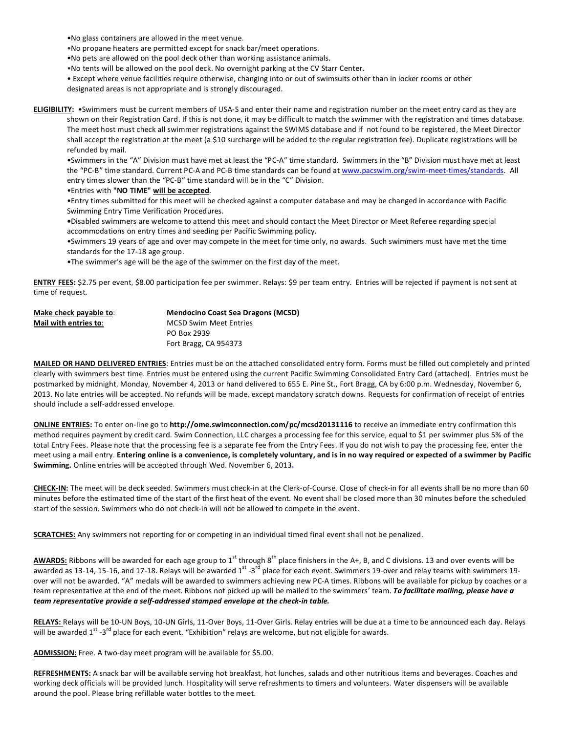- •No glass containers are allowed in the meet venue.
- •No propane heaters are permitted except for snack bar/meet operations.
- •No pets are allowed on the pool deck other than working assistance animals.
- •No tents will be allowed on the pool deck. No overnight parking at the CV Starr Center.
- • Except where venue facilities require otherwise, changing into or out of swimsuits other than in locker rooms or other designated areas is not appropriate and is strongly discouraged.

**ELIGIBILITY:** •Swimmers must be current members of USA-S and enter their name and registration number on the meet entry card as they are shown on their Registration Card. If this is not done, it may be difficult to match the swimmer with the registration and times database. The meet host must check all swimmer registrations against the SWIMS database and if not found to be registered, the Meet Director shall accept the registration at the meet (a $10 surcharge will be added to the regular registration fee). Duplicate registrations will be refunded by mail.

•Swimmers in the "A" Division must have met at least the "PC-A" time standard. Swimmers in the "B" Division must have met at least the "PC-B" time standard. Current PC-A and PC-B time standards can be found at www.pacswim.org/swim-meet-times/standards. All entry times slower than the "PC-B" time standard will be in the "C" Division.

•Entries with **"NO TIME" will be accepted**.

•Entry times submitted for this meet will be checked against a computer database and may be changed in accordance with Pacific Swimming Entry Time Verification Procedures.

•Disabled swimmers are welcome to attend this meet and should contact the Meet Director or Meet Referee regarding special accommodations on entry times and seeding per Pacific Swimming policy.

•Swimmers 19 years of age and over may compete in the meet for time only, no awards. Such swimmers must have met the time standards for the 17-18 age group.

•The swimmer's age will be the age of the swimmer on the first day of the meet.

**ENTRY FEES:** $2.75 per event, $8.00 participation fee per swimmer. Relays: $9 per team entry. Entries will be rejected if payment is not sent at time of request.

**Make check payable to**: **Mendocino Coast Sea Dragons (MCSD)**
**Mail with entries to:** MCSD Swim Meet Entries
PO Box 2939
Fort Bragg, CA 954373

**MAILED OR HAND DELIVERED ENTRIES**: Entries must be on the attached consolidated entry form. Forms must be filled out completely and printed clearly with swimmers best time. Entries must be entered using the current Pacific Swimming Consolidated Entry Card (attached). Entries must be postmarked by midnight, Monday, November 4, 2013 or hand delivered to 655 E. Pine St., Fort Bragg, CA by 6:00 p.m. Wednesday, November 6, 2013. No late entries will be accepted. No refunds will be made, except mandatory scratch downs. Requests for confirmation of receipt of entries should include a self-addressed envelope.

**ONLINE ENTRIES:** To enter on-line go to **http://ome.swimconnection.com/pc/mcsd20131116** to receive an immediate entry confirmation this method requires payment by credit card. Swim Connection, LLC charges a processing fee for this service, equal to $1 per swimmer plus 5% of the total Entry Fees. Please note that the processing fee is a separate fee from the Entry Fees. If you do not wish to pay the processing fee, enter the meet using a mail entry. **Entering online is a convenience, is completely voluntary, and is in no way required or expected of a swimmer by Pacific Swimming.** Online entries will be accepted through Wed. November 6, 2013**.**

**CHECK-IN:** The meet will be deck seeded. Swimmers must check-in at the Clerk-of-Course. Close of check-in for all events shall be no more than 60 minutes before the estimated time of the start of the first heat of the event. No event shall be closed more than 30 minutes before the scheduled start of the session. Swimmers who do not check-in will not be allowed to compete in the event.

**SCRATCHES:** Any swimmers not reporting for or competing in an individual timed final event shall not be penalized.

**AWARDS:** Ribbons will be awarded for each age group to 1st through 8th place finishers in the A+, B, and C divisions. 13 and over events will be awarded as 13-14, 15-16, and 17-18. Relays will be awarded 1st -3rd place for each event. Swimmers 19-over and relay teams with swimmers 19-over will not be awarded. "A" medals will be awarded to swimmers achieving new PC-A times. Ribbons will be available for pickup by coaches or a team representative at the end of the meet. Ribbons not picked up will be mailed to the swimmers' team. ***To facilitate mailing, please have a team representative provide a self-addressed stamped envelope at the check-in table.***

**RELAYS:** Relays will be 10-UN Boys, 10-UN Girls, 11-Over Boys, 11-Over Girls. Relay entries will be due at a time to be announced each day. Relays will be awarded 1st -3rd place for each event. "Exhibition" relays are welcome, but not eligible for awards.

**ADMISSION:** Free. A two-day meet program will be available for $5.00.

**REFRESHMENTS:** A snack bar will be available serving hot breakfast, hot lunches, salads and other nutritious items and beverages. Coaches and working deck officials will be provided lunch. Hospitality will serve refreshments to timers and volunteers. Water dispensers will be available around the pool. Please bring refillable water bottles to the meet.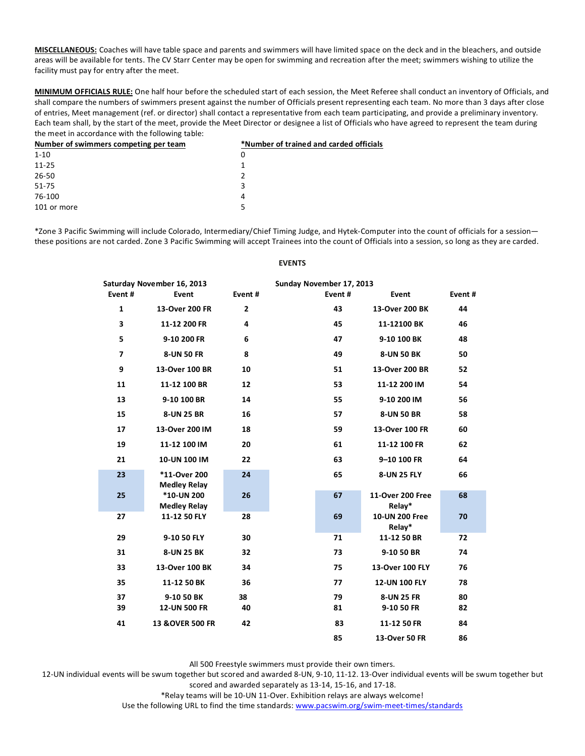**MISCELLANEOUS:** Coaches will have table space and parents and swimmers will have limited space on the deck and in the bleachers, and outside areas will be available for tents. The CV Starr Center may be open for swimming and recreation after the meet; swimmers wishing to utilize the facility must pay for entry after the meet.

**MINIMUM OFFICIALS RULE:** One half hour before the scheduled start of each session, the Meet Referee shall conduct an inventory of Officials, and shall compare the numbers of swimmers present against the number of Officials present representing each team. No more than 3 days after close of entries, Meet management (ref. or director) shall contact a representative from each team participating, and provide a preliminary inventory. Each team shall, by the start of the meet, provide the Meet Director or designee a list of Officials who have agreed to represent the team during the meet in accordance with the following table:

| Number of swimmers competing per team | *Number of trained and carded officials |
|---|---|
| 1-10 | 0 |
| 11-25 | 1 |
| 26-50 | 2 |
| 51-75 | 3 |
| 76-100 | 4 |
| 101 or more | 5 |

*Zone 3 Pacific Swimming will include Colorado, Intermediary/Chief Timing Judge, and Hytek-Computer into the count of officials for a session—these positions are not carded. Zone 3 Pacific Swimming will accept Trainees into the count of Officials into a session, so long as they are carded.

**EVENTS**

| Saturday November 16, 2013 | | | Sunday November 17, 2013 | | |
|---|---|---|---|---|---|
| **Event #** | **Event** | **Event #** | **Event #** | **Event** | **Event #** |
| 1 | 13-Over 200 FR | 2 | 43 | 13-Over 200 BK | 44 |
| 3 | 11-12 200 FR | 4 | 45 | 11-12100 BK | 46 |
| 5 | 9-10 200 FR | 6 | 47 | 9-10 100 BK | 48 |
| 7 | 8-UN 50 FR | 8 | 49 | 8-UN 50 BK | 50 |
| 9 | 13-Over 100 BR | 10 | 51 | 13-Over 200 BR | 52 |
| 11 | 11-12 100 BR | 12 | 53 | 11-12 200 IM | 54 |
| 13 | 9-10 100 BR | 14 | 55 | 9-10 200 IM | 56 |
| 15 | 8-UN 25 BR | 16 | 57 | 8-UN 50 BR | 58 |
| 17 | 13-Over 200 IM | 18 | 59 | 13-Over 100 FR | 60 |
| 19 | 11-12 100 IM | 20 | 61 | 11-12 100 FR | 62 |
| 21 | 10-UN 100 IM | 22 | 63 | 9–10 100 FR | 64 |
| 23 | *11-Over 200 Medley Relay | 24 | 65 | 8-UN 25 FLY | 66 |
| 25 | *10-UN 200 Medley Relay | 26 | 67 | 11-Over 200 Free Relay* | 68 |
| 27 | 11-12 50 FLY | 28 | 69 | 10-UN 200 Free Relay* | 70 |
| 29 | 9-10 50 FLY | 30 | 71 | 11-12 50 BR | 72 |
| 31 | 8-UN 25 BK | 32 | 73 | 9-10 50 BR | 74 |
| 33 | 13-Over 100 BK | 34 | 75 | 13-Over 100 FLY | 76 |
| 35 | 11-12 50 BK | 36 | 77 | 12-UN 100 FLY | 78 |
| 37 | 9-10 50 BK | 38 | 79 | 8-UN 25 FR | 80 |
| 39 | 12-UN 500 FR | 40 | 81 | 9-10 50 FR | 82 |
| 41 | 13 &OVER 500 FR | 42 | 83 | 11-12 50 FR | 84 |
| | | | 85 | 13-Over 50 FR | 86 |

All 500 Freestyle swimmers must provide their own timers.

12-UN individual events will be swum together but scored and awarded 8-UN, 9-10, 11-12. 13-Over individual events will be swum together but scored and awarded separately as 13-14, 15-16, and 17-18.

*Relay teams will be 10-UN 11-Over. Exhibition relays are always welcome!

Use the following URL to find the time standards: www.pacswim.org/swim-meet-times/standards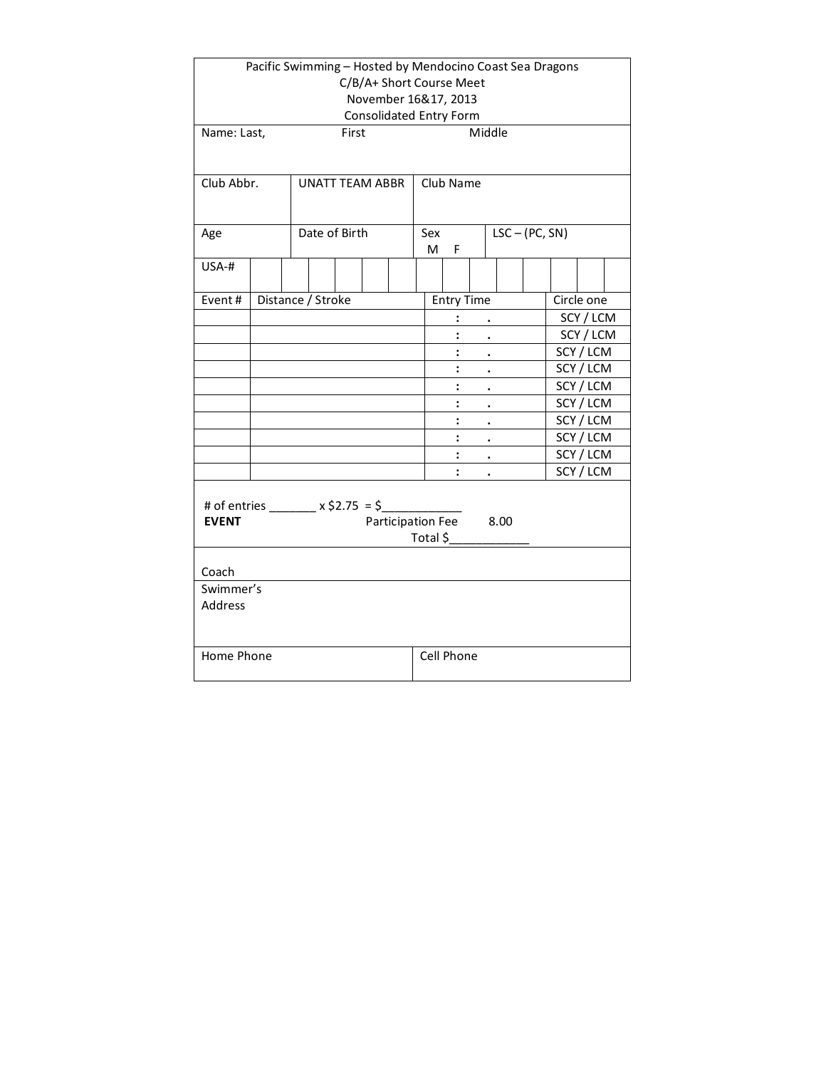Pacific Swimming – Hosted by Mendocino Coast Sea Dragons
C/B/A+ Short Course Meet
November 16&17, 2013
Consolidated Entry Form

| | | | |
|---|---|---|---|
| Name: Last, | First | Middle | |
| Club Abbr. | UNATT TEAM ABBR | Club Name | |
| Age | Date of Birth | Sex M F | LSC – (PC, SN) |
| USA-# | | | |

| Event # | Distance / Stroke | Entry Time | Circle one |
|---|---|---|---|
| | | : . | SCY / LCM |
| | | : . | SCY / LCM |
| | | : . | SCY / LCM |
| | | : . | SCY / LCM |
| | | : . | SCY / LCM |
| | | : . | SCY / LCM |
| | | : . | SCY / LCM |
| | | : . | SCY / LCM |
| | | : . | SCY / LCM |
| | | : . | SCY / LCM |

# of entries _______ x $2.75 = $___________
**EVENT** Participation Fee 8.00
Total $___________

Coach

Swimmer's Address

| | |
|---|---|
| Home Phone | Cell Phone |